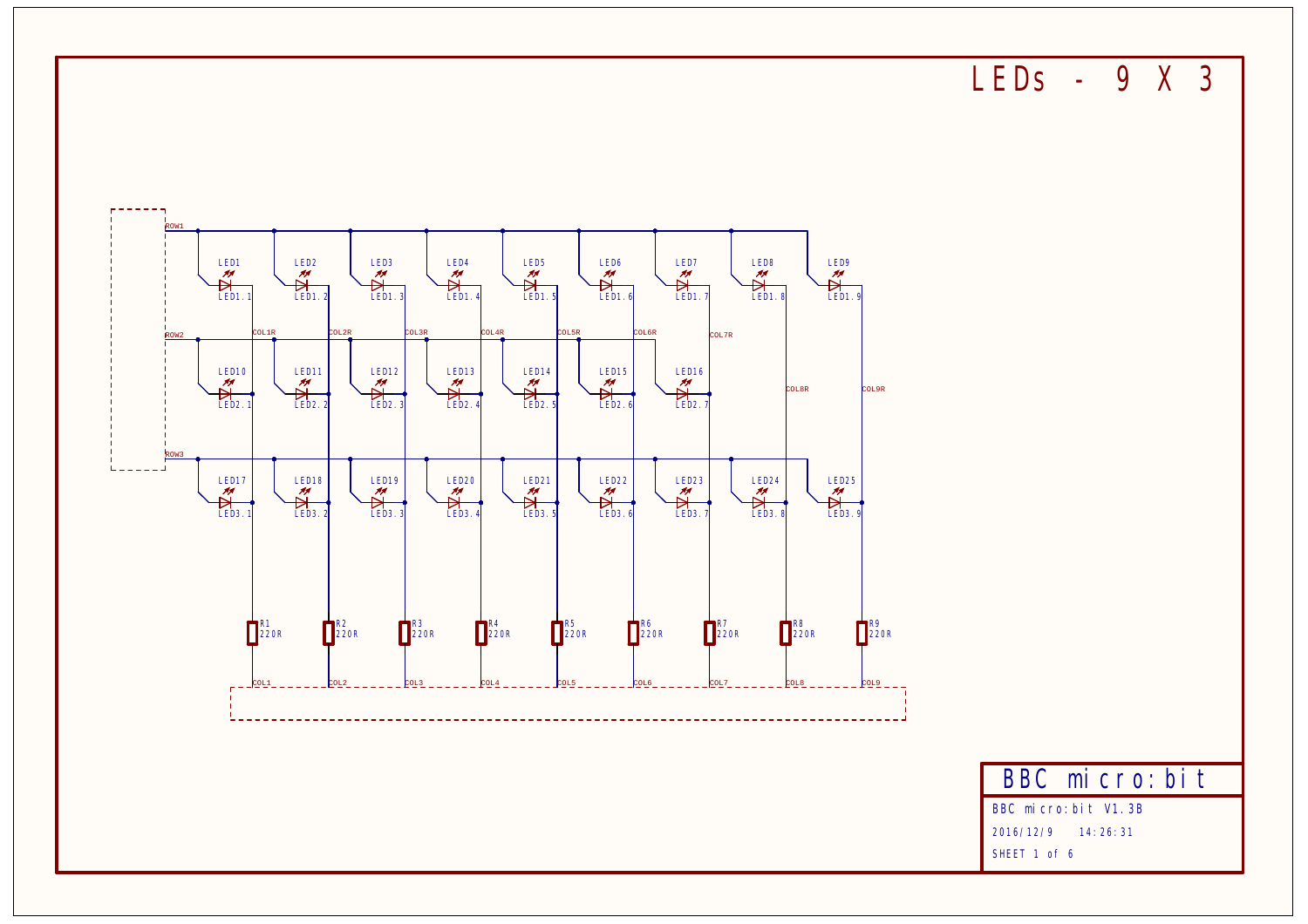# LEDs - 9 X 3

ROW1

| LED1 | LED2 | LED3 | LED4 | LED5 | LED6 | LED7 | LED8 | LED9 |
|---|---|---|---|---|---|---|---|---|
| LED1.1 | LED1.2 | LED1.3 | LED1.4 | LED1.5 | LED1.6 | LED1.7 | LED1.8 | LED1.9 |

ROW2

COL1R COL2R COL3R COL4R COL5R COL6R COL7R

| LED10 | LED11 | LED12 | LED13 | LED14 | LED15 | LED16 |
|---|---|---|---|---|---|---|
| LED2.1 | LED2.2 | LED2.3 | LED2.4 | LED2.5 | LED2.6 | LED2.7 |

COL8R COL9R

ROW3

| LED17 | LED18 | LED19 | LED20 | LED21 | LED22 | LED23 | LED24 | LED25 |
|---|---|---|---|---|---|---|---|---|
| LED3.1 | LED3.2 | LED3.3 | LED3.4 | LED3.5 | LED3.6 | LED3.7 | LED3.8 | LED3.9 |

| R1 | R2 | R3 | R4 | R5 | R6 | R7 | R8 | R9 |
|---|---|---|---|---|---|---|---|---|
| 220R | 220R | 220R | 220R | 220R | 220R | 220R | 220R | 220R |
| COL1 | COL2 | COL3 | COL4 | COL5 | COL6 | COL7 | COL8 | COL9 |

BBC micro:bit

BBC micro:bit V1.3B

2016/12/9 14:26:31

SHEET 1 of 6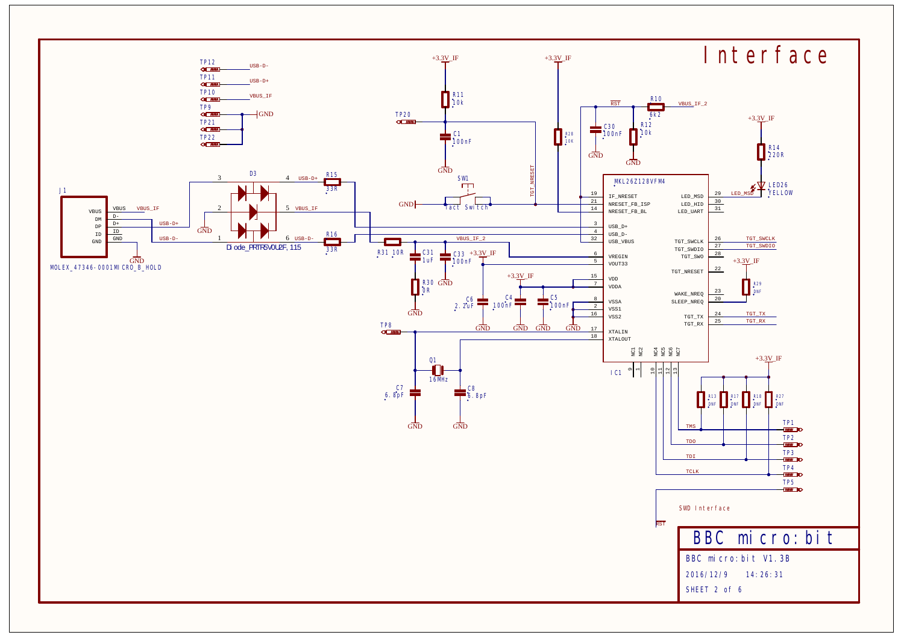# Interface

J1 — MOLEX_47346-0001MICRO_B_HOLD

| Pin | Signal | Net |
| --- | --- | --- |
| VBUS | VBUS | VBUS_IF |
| DM | D- | USB-D- |
| DP | D+ | USB-D+ |
| ID | ID | |
| GND | GND | GND |

D3 — Diode_PRTR5V0U2F,115

R15 33R, R16 33R, R31 10R, R30 0R, R11 10k, R28 10k, R10 6k2, R12 10k, R14 220R, R29 DNF, R13 DNF, R17 DNF, R18 DNF, R27 DNF

C1 100nF, C30 100nF, C31 1uF, C33 100nF, C6 2.2uF, C4 100nF, C5 100nF, C7 6.8pF, C8 6.8pF

Q1 16MHz

SW1 Tact Switch

LED26 YELLOW

Test points: TP12 USB-D-, TP11 USB-D+, TP10 VBUS_IF, TP9 GND, TP21, TP22, TP20, TP8, TP1, TP2, TP3, TP4, TP5

IC1 — MKL26Z128VFM4

| Pin | Name | Net |
| --- | --- | --- |
| 19 | IF_NRESET | RST |
| 21 | NRESET_FB_ISP | TGT_NRESET |
| 14 | NRESET_FB_BL | |
| 3 | USB_D+ | USB-D+ |
| 4 | USB_D- | USB-D- |
| 32 | USB_VBUS | VBUS_IF_2 |
| 6 | VREGIN | VBUS_IF_2 |
| 5 | VOUT33 | +3.3V_IF |
| 15 | VDD | +3.3V_IF |
| 7 | VDDA | +3.3V_IF |
| 8 | VSSA | GND |
| 2 | VSS1 | GND |
| 16 | VSS2 | GND |
| 17 | XTALIN | |
| 18 | XTALOUT | |
| 29 | LED_MSD | LED_MSD |
| 30 | LED_HID | |
| 31 | LED_UART | |
| 26 | TGT_SWCLK | TGT_SWCLK |
| 27 | TGT_SWDIO | TGT_SWDIO |
| 28 | TGT_SWO | |
| 22 | TGT_NRESET | |
| 23 | WAKE_NREQ | |
| 20 | SLEEP_NREQ | |
| 24 | TGT_TX | TGT_TX |
| 25 | TGT_RX | TGT_RX |
| 9 | NC1 | |
| 1 | NC2 | |
| 10 | NC4 | TCLK |
| 11 | NC5 | TDI |
| 12 | NC6 | TDO |
| 13 | NC7 | TMS |

SWD Interface

RST

BBC micro:bit

BBC micro:bit V1.3B

2016/12/9 14:26:31

SHEET 2 of 6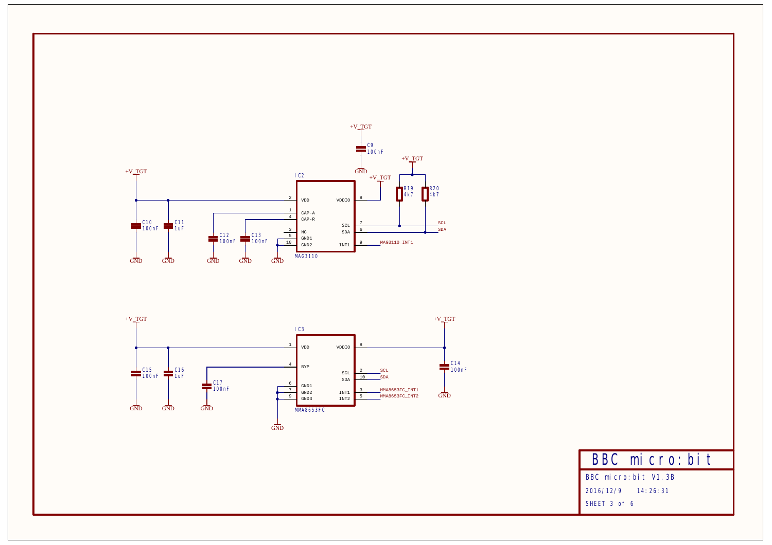# BBC micro:bit

BBC micro:bit V1.3B

2016/12/9 14:26:31

SHEET 3 of 6

## IC2 — MAG3110

| Pin | Name | Connection |
|---|---|---|
| 2 | VDD | +V_TGT |
| 1 | CAP-A | C12 100nF to GND |
| 4 | CAP-R | C13 100nF to GND |
| 3 | NC | |
| 5 | GND1 | GND |
| 10 | GND2 | GND |
| 8 | VDDIO | +V_TGT |
| 7 | SCL | SCL (R19 4k7 pull-up to +V_TGT) |
| 6 | SDA | SDA (R20 4k7 pull-up to +V_TGT) |
| 9 | INT1 | MAG3110_INT1 |

- C10 100nF, C11 1uF: +V_TGT to GND
- C9 100nF: +V_TGT to GND

## IC3 — MMA8653FC

| Pin | Name | Connection |
|---|---|---|
| 1 | VDD | +V_TGT |
| 4 | BYP | C17 100nF to GND |
| 6 | GND1 | GND |
| 7 | GND2 | GND |
| 9 | GND3 | GND |
| 8 | VDDIO | +V_TGT |
| 2 | SCL | SCL |
| 10 | SDA | SDA |
| 3 | INT1 | MMA8653FC_INT1 |
| 5 | INT2 | MMA8653FC_INT2 |

- C15 100nF, C16 1uF: +V_TGT to GND
- C14 100nF: +V_TGT to GND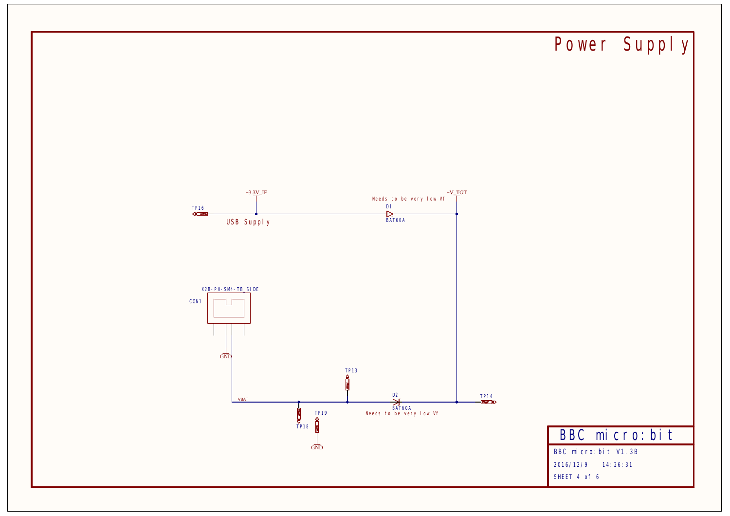# Power Supply

+3.3V_IF

+V_TGT

TP16

USB Supply

Needs to be very low Vf

D1

BAT60A

X2B-PH-SM4-TB_SIDE

CON1

GND

TP13

VBAT

D2

BAT60A

Needs to be very low Vf

TP14

TP18

TP19

GND

BBC micro:bit

BBC micro:bit V1.3B

2016/12/9 14:26:31

SHEET 4 of 6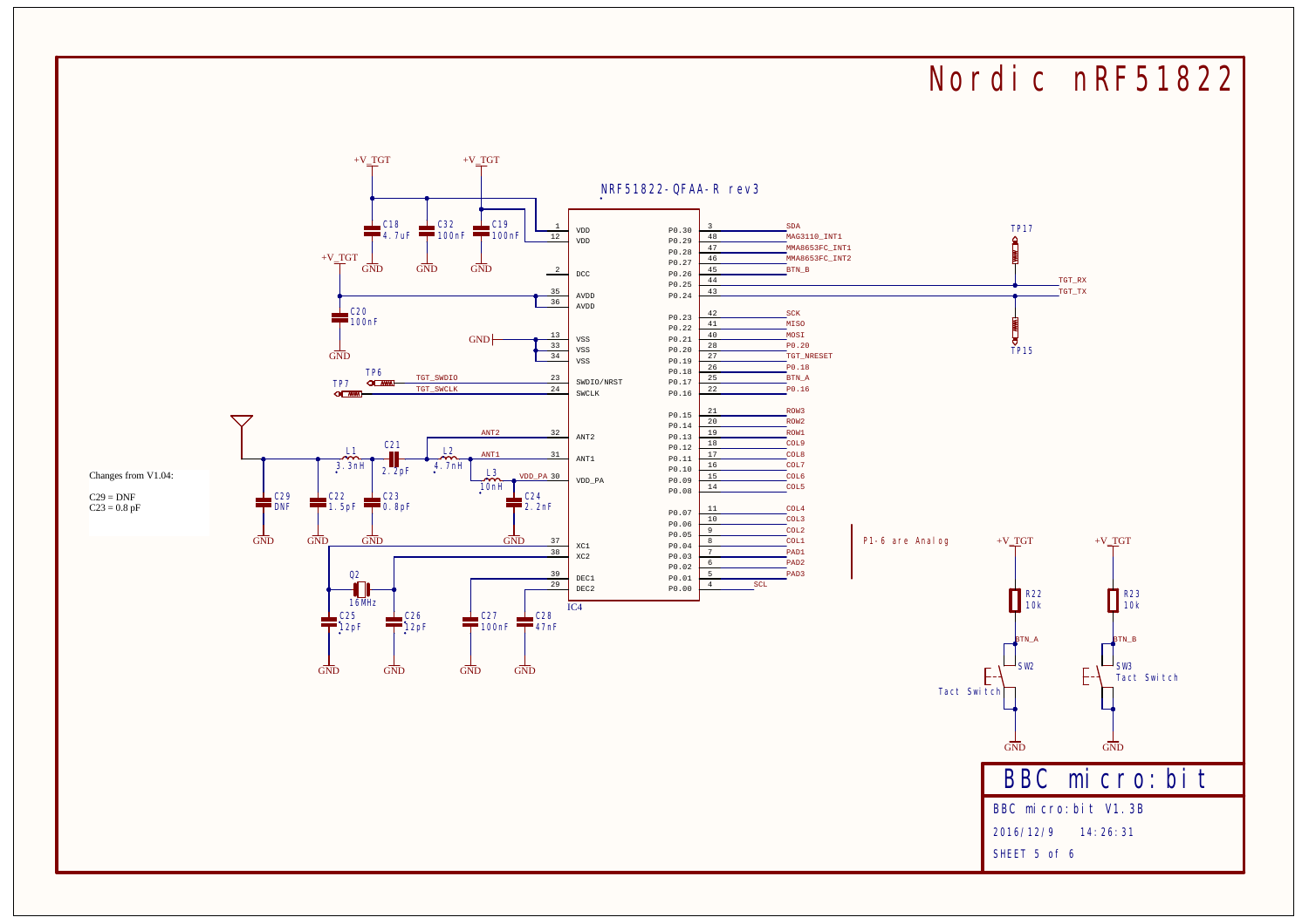# Nordic nRF51822

NRF51822-QFAA-R rev3 (IC4)

| Pin | Name | Net |
|---|---|---|
| 1 | VDD | +V_TGT |
| 12 | VDD | +V_TGT |
| 2 | DCC | |
| 35 | AVDD | +V_TGT |
| 36 | AVDD | +V_TGT |
| 13 | VSS | GND |
| 33 | VSS | GND |
| 34 | VSS | GND |
| 23 | SWDIO/NRST | TGT_SWDIO |
| 24 | SWCLK | TGT_SWCLK |
| 32 | ANT2 | ANT2 |
| 31 | ANT1 | ANT1 |
| 30 | VDD_PA | VDD_PA |
| 37 | XC1 | |
| 38 | XC2 | |
| 39 | DEC1 | |
| 29 | DEC2 | |
| 3 | P0.30 | SDA |
| 48 | P0.29 | MAG3110_INT1 |
| 47 | P0.28 | MMA8653FC_INT1 |
| 46 | P0.27 | MMA8653FC_INT2 |
| 45 | P0.26 | BTN_B |
| 44 | P0.25 | TGT_RX |
| 43 | P0.24 | TGT_TX |
| 42 | P0.23 | SCK |
| 41 | P0.22 | MISO |
| 40 | P0.21 | MOSI |
| 28 | P0.20 | P0.20 |
| 27 | P0.19 | TGT_NRESET |
| 26 | P0.18 | P0.18 |
| 25 | P0.17 | BTN_A |
| 22 | P0.16 | P0.16 |
| 21 | P0.15 | ROW3 |
| 20 | P0.14 | ROW2 |
| 19 | P0.13 | ROW1 |
| 18 | P0.12 | COL9 |
| 17 | P0.11 | COL8 |
| 16 | P0.10 | COL7 |
| 15 | P0.09 | COL6 |
| 14 | P0.08 | COL5 |
| 11 | P0.07 | COL4 |
| 10 | P0.06 | COL3 |
| 9 | P0.05 | COL2 |
| 8 | P0.04 | COL1 |
| 7 | P0.03 | PAD1 |
| 6 | P0.02 | PAD2 |
| 5 | P0.01 | PAD3 |
| 4 | P0.00 | SCL |

Components: C18 4.7uF, C32 100nF, C19 100nF, C20 100nF, TP6, TP7, TP15, TP17, L1 3.3nH, C21 2.2pF, L2 4.7nH, L3 10nH, C24 2.2nF, C29 DNF, C22 1.5pF, C23 0.8pF, Q2 16MHz, C25 12pF, C26 12pF, C27 100nF, C28 47nF, R22 10k, R23 10k, SW2 Tact Switch (BTN_A), SW3 Tact Switch (BTN_B)

Changes from V1.04:

C29 = DNF
C23 = 0.8 pF

P1-6 are Analog

**BBC micro:bit**

BBC micro:bit V1.3B

2016/12/9 14:26:31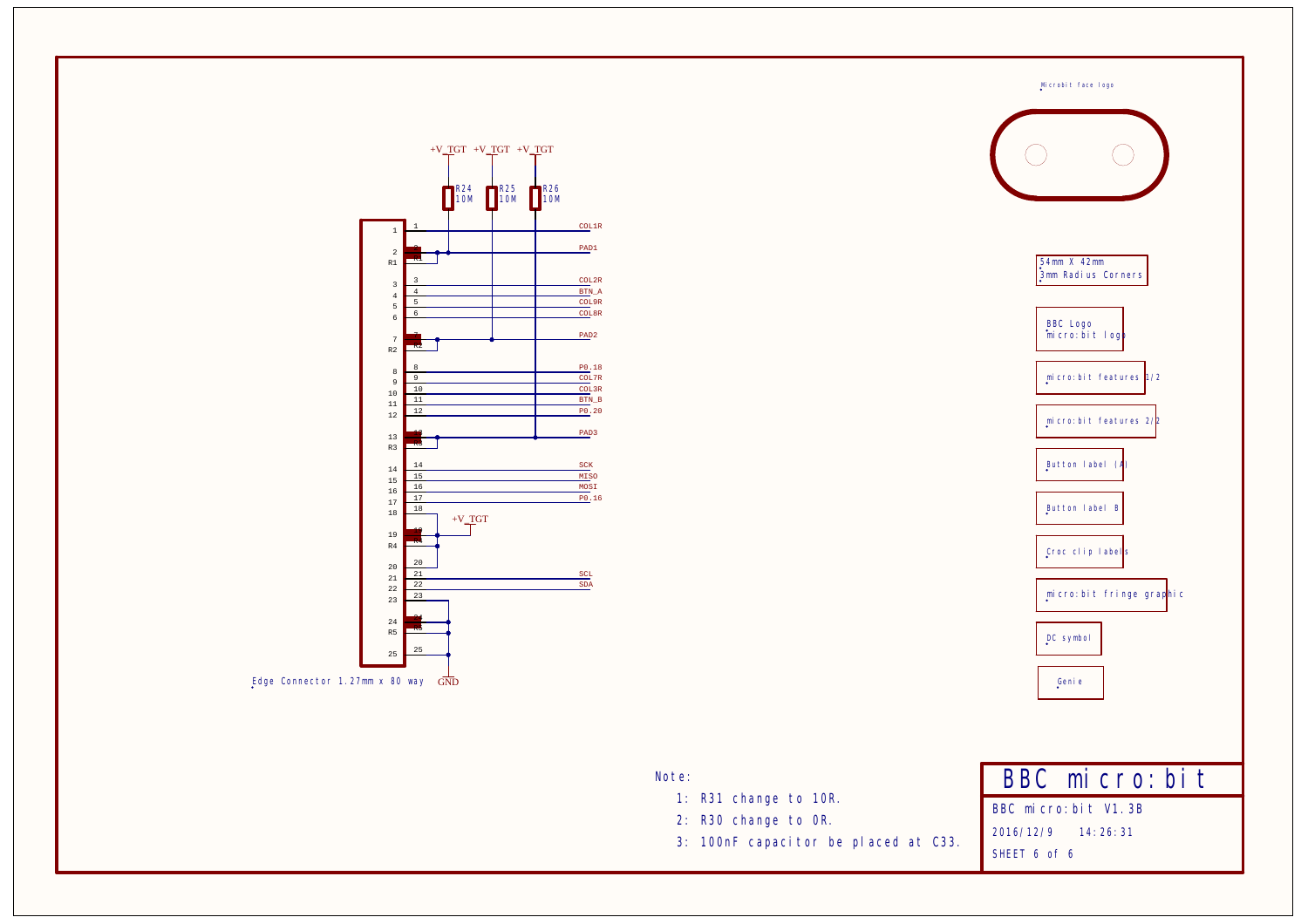+V_TGT +V_TGT +V_TGT

R24 10M

R25 10M

R26 10M

1 COL1R

2 PAD1

R1

3 COL2R

4 BTN_A

5 COL9R

6 COL8R

7 PAD2

R2

8 P0.18

9 COL7R

10 COL3R

11 BTN_B

12 P0.20

13 PAD3

R3

14 SCK

15 MISO

16 MOSI

17 P0.16

18

19 +V_TGT

R4

20

21 SCL

22 SDA

23

24

R5

25

GND

Edge Connector 1.27mm x 80 way

Microbit face logo

54mm X 42mm
3mm Radius Corners

BBC Logo
micro:bit logo

micro:bit features 1/2

micro:bit features 2/2

Button label (A)

Button label B

Croc clip labels

micro:bit fringe graphic

DC symbol

Genie

Note:

1: R31 change to 10R.

2: R30 change to 0R.

3: 100nF capacitor be placed at C33.

BBC micro:bit

BBC micro:bit V1.3B

2016/12/9 14:26:31

SHEET 6 of 6